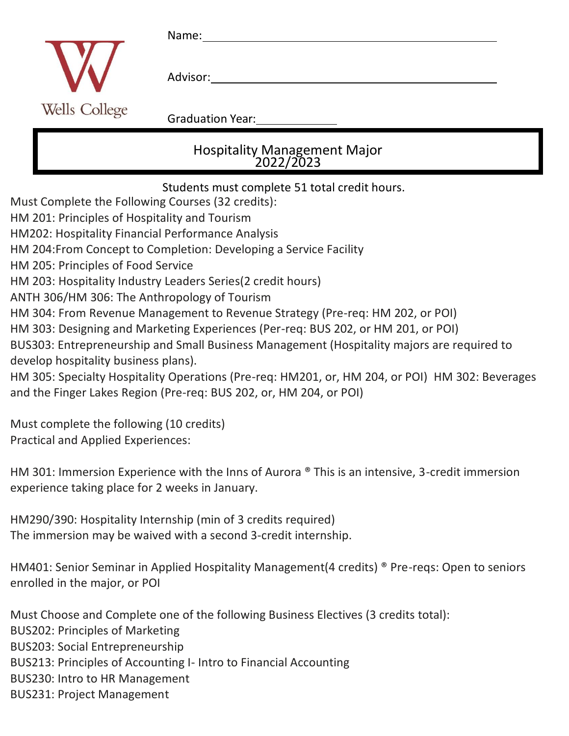Wells College

Name: ______________________

Advisor: ______________________

Graduation Year: __________

# Hospitality Management Major 2022/2023

Students must complete 51 total credit hours.

Must Complete the Following Courses (32 credits):

HM 201: Principles of Hospitality and Tourism

HM202: Hospitality Financial Performance Analysis

HM 204:From Concept to Completion: Developing a Service Facility

HM 205: Principles of Food Service

HM 203: Hospitality Industry Leaders Series(2 credit hours)

ANTH 306/HM 306: The Anthropology of Tourism

HM 304: From Revenue Management to Revenue Strategy (Pre-req: HM 202, or POI)

HM 303: Designing and Marketing Experiences (Per-req: BUS 202, or HM 201, or POI)

BUS303: Entrepreneurship and Small Business Management (Hospitality majors are required to develop hospitality business plans).

HM 305: Specialty Hospitality Operations (Pre-req: HM201, or, HM 204, or POI) HM 302: Beverages and the Finger Lakes Region (Pre-req: BUS 202, or, HM 204, or POI)

Must complete the following (10 credits)
Practical and Applied Experiences:

HM 301: Immersion Experience with the Inns of Aurora ® This is an intensive, 3-credit immersion experience taking place for 2 weeks in January.

HM290/390: Hospitality Internship (min of 3 credits required)
The immersion may be waived with a second 3-credit internship.

HM401: Senior Seminar in Applied Hospitality Management(4 credits) ® Pre-reqs: Open to seniors enrolled in the major, or POI

Must Choose and Complete one of the following Business Electives (3 credits total):

BUS202: Principles of Marketing

BUS203: Social Entrepreneurship

BUS213: Principles of Accounting I- Intro to Financial Accounting

BUS230: Intro to HR Management

BUS231: Project Management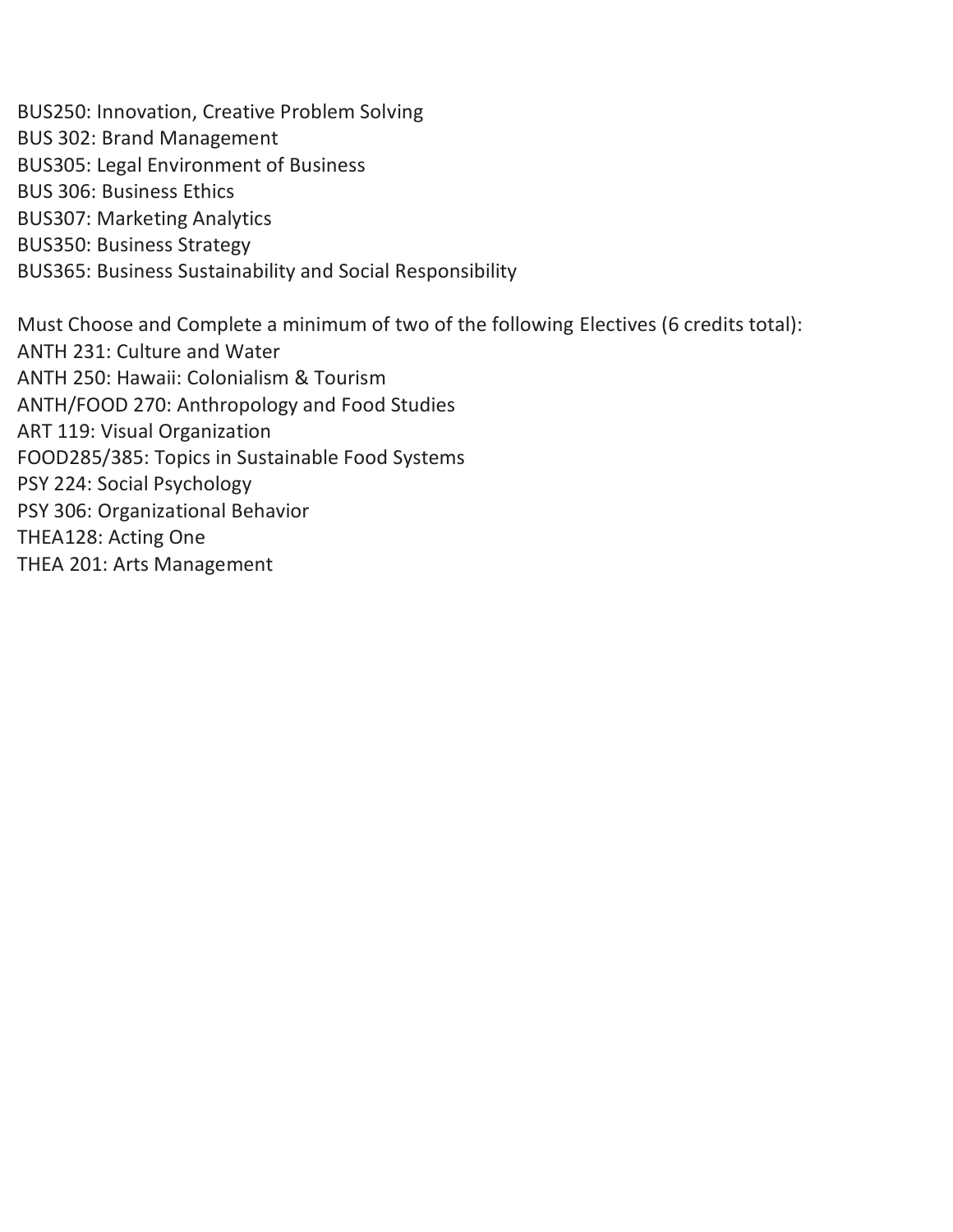BUS250: Innovation, Creative Problem Solving
BUS 302: Brand Management
BUS305: Legal Environment of Business
BUS 306: Business Ethics
BUS307: Marketing Analytics
BUS350: Business Strategy
BUS365: Business Sustainability and Social Responsibility

Must Choose and Complete a minimum of two of the following Electives (6 credits total):
ANTH 231: Culture and Water
ANTH 250: Hawaii: Colonialism & Tourism
ANTH/FOOD 270: Anthropology and Food Studies
ART 119: Visual Organization
FOOD285/385: Topics in Sustainable Food Systems
PSY 224: Social Psychology
PSY 306: Organizational Behavior
THEA128: Acting One
THEA 201: Arts Management